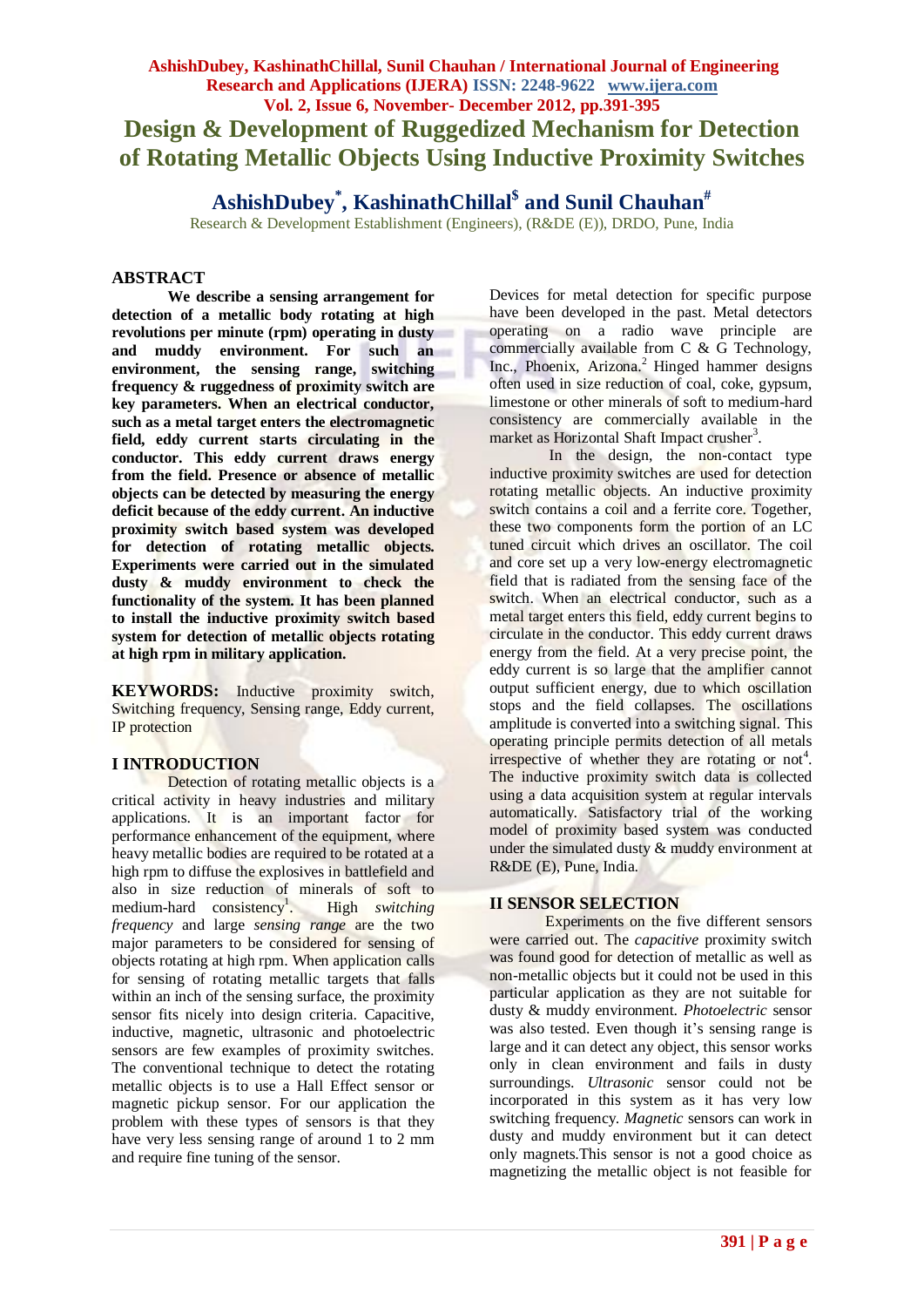# Design & Development of Ruggedized Mechanism for Detection of Rotating Metallic Objects Using Inductive Proximity Switches

**AshishDubey[*], KashinathChillal[$] and Sunil Chauhan[#]**

Research & Development Establishment (Engineers), (R&DE (E)), DRDO, Pune, India

## ABSTRACT

**We describe a sensing arrangement for detection of a metallic body rotating at high revolutions per minute (rpm) operating in dusty and muddy environment. For such an environment, the sensing range, switching frequency & ruggedness of proximity switch are key parameters. When an electrical conductor, such as a metal target enters the electromagnetic field, eddy current starts circulating in the conductor. This eddy current draws energy from the field. Presence or absence of metallic objects can be detected by measuring the energy deficit because of the eddy current. An inductive proximity switch based system was developed for detection of rotating metallic objects. Experiments were carried out in the simulated dusty & muddy environment to check the functionality of the system. It has been planned to install the inductive proximity switch based system for detection of metallic objects rotating at high rpm in military application.**

**KEYWORDS:** Inductive proximity switch, Switching frequency, Sensing range, Eddy current, IP protection

## I INTRODUCTION

Detection of rotating metallic objects is a critical activity in heavy industries and military applications. It is an important factor for performance enhancement of the equipment, where heavy metallic bodies are required to be rotated at a high rpm to diffuse the explosives in battlefield and also in size reduction of minerals of soft to medium-hard consistency[1]. High *switching frequency* and large *sensing range* are the two major parameters to be considered for sensing of objects rotating at high rpm. When application calls for sensing of rotating metallic targets that falls within an inch of the sensing surface, the proximity sensor fits nicely into design criteria. Capacitive, inductive, magnetic, ultrasonic and photoelectric sensors are few examples of proximity switches. The conventional technique to detect the rotating metallic objects is to use a Hall Effect sensor or magnetic pickup sensor. For our application the problem with these types of sensors is that they have very less sensing range of around 1 to 2 mm and require fine tuning of the sensor.

Devices for metal detection for specific purpose have been developed in the past. Metal detectors operating on a radio wave principle are commercially available from C & G Technology, Inc., Phoenix, Arizona.[2] Hinged hammer designs often used in size reduction of coal, coke, gypsum, limestone or other minerals of soft to medium-hard consistency are commercially available in the market as Horizontal Shaft Impact crusher[3].

In the design, the non-contact type inductive proximity switches are used for detection rotating metallic objects. An inductive proximity switch contains a coil and a ferrite core. Together, these two components form the portion of an LC tuned circuit which drives an oscillator. The coil and core set up a very low-energy electromagnetic field that is radiated from the sensing face of the switch. When an electrical conductor, such as a metal target enters this field, eddy current begins to circulate in the conductor. This eddy current draws energy from the field. At a very precise point, the eddy current is so large that the amplifier cannot output sufficient energy, due to which oscillation stops and the field collapses. The oscillations amplitude is converted into a switching signal. This operating principle permits detection of all metals irrespective of whether they are rotating or not[4]. The inductive proximity switch data is collected using a data acquisition system at regular intervals automatically. Satisfactory trial of the working model of proximity based system was conducted under the simulated dusty & muddy environment at R&DE (E), Pune, India.

## II SENSOR SELECTION

Experiments on the five different sensors were carried out. The *capacitive* proximity switch was found good for detection of metallic as well as non-metallic objects but it could not be used in this particular application as they are not suitable for dusty & muddy environment. *Photoelectric* sensor was also tested. Even though it's sensing range is large and it can detect any object, this sensor works only in clean environment and fails in dusty surroundings. *Ultrasonic* sensor could not be incorporated in this system as it has very low switching frequency. *Magnetic* sensors can work in dusty and muddy environment but it can detect only magnets.This sensor is not a good choice as magnetizing the metallic object is not feasible for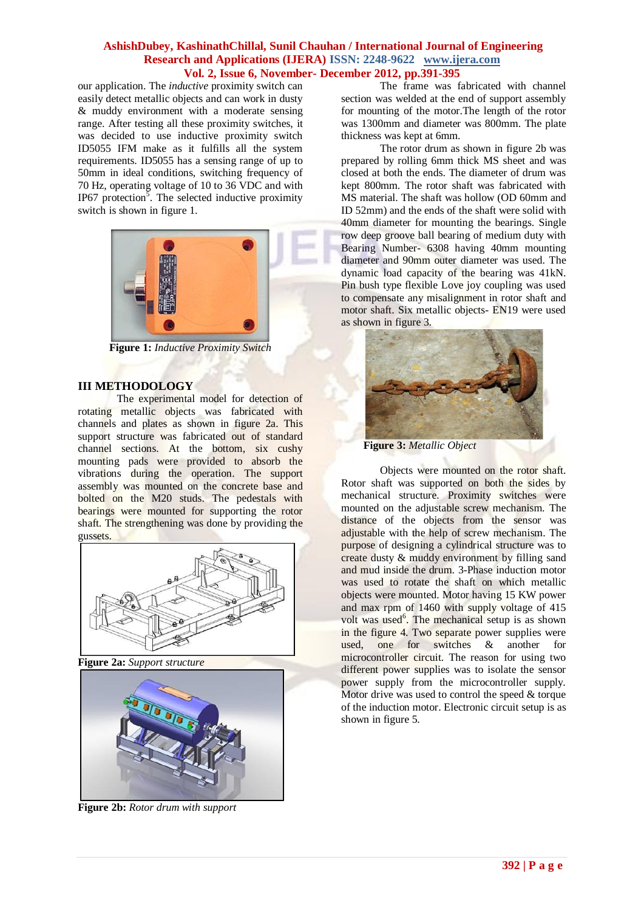our application. The *inductive* proximity switch can easily detect metallic objects and can work in dusty & muddy environment with a moderate sensing range. After testing all these proximity switches, it was decided to use inductive proximity switch ID5055 IFM make as it fulfills all the system requirements. ID5055 has a sensing range of up to 50mm in ideal conditions, switching frequency of 70 Hz, operating voltage of 10 to 36 VDC and with IP67 protection[5]. The selected inductive proximity switch is shown in figure 1.

**Figure 1:** *Inductive Proximity Switch*

## III METHODOLOGY

The experimental model for detection of rotating metallic objects was fabricated with channels and plates as shown in figure 2a. This support structure was fabricated out of standard channel sections. At the bottom, six cushy mounting pads were provided to absorb the vibrations during the operation. The support assembly was mounted on the concrete base and bolted on the M20 studs. The pedestals with bearings were mounted for supporting the rotor shaft. The strengthening was done by providing the gussets.

**Figure 2a:** *Support structure*

**Figure 2b:** *Rotor drum with support*

The frame was fabricated with channel section was welded at the end of support assembly for mounting of the motor.The length of the rotor was 1300mm and diameter was 800mm. The plate thickness was kept at 6mm.

The rotor drum as shown in figure 2b was prepared by rolling 6mm thick MS sheet and was closed at both the ends. The diameter of drum was kept 800mm. The rotor shaft was fabricated with MS material. The shaft was hollow (OD 60mm and ID 52mm) and the ends of the shaft were solid with 40mm diameter for mounting the bearings. Single row deep groove ball bearing of medium duty with Bearing Number- 6308 having 40mm mounting diameter and 90mm outer diameter was used. The dynamic load capacity of the bearing was 41kN. Pin bush type flexible Love joy coupling was used to compensate any misalignment in rotor shaft and motor shaft. Six metallic objects- EN19 were used as shown in figure 3.

**Figure 3:** *Metallic Object*

Objects were mounted on the rotor shaft. Rotor shaft was supported on both the sides by mechanical structure. Proximity switches were mounted on the adjustable screw mechanism. The distance of the objects from the sensor was adjustable with the help of screw mechanism. The purpose of designing a cylindrical structure was to create dusty & muddy environment by filling sand and mud inside the drum. 3-Phase induction motor was used to rotate the shaft on which metallic objects were mounted. Motor having 15 KW power and max rpm of 1460 with supply voltage of 415 volt was used[6]. The mechanical setup is as shown in the figure 4. Two separate power supplies were used, one for switches & another for microcontroller circuit. The reason for using two different power supplies was to isolate the sensor power supply from the microcontroller supply. Motor drive was used to control the speed & torque of the induction motor. Electronic circuit setup is as shown in figure 5.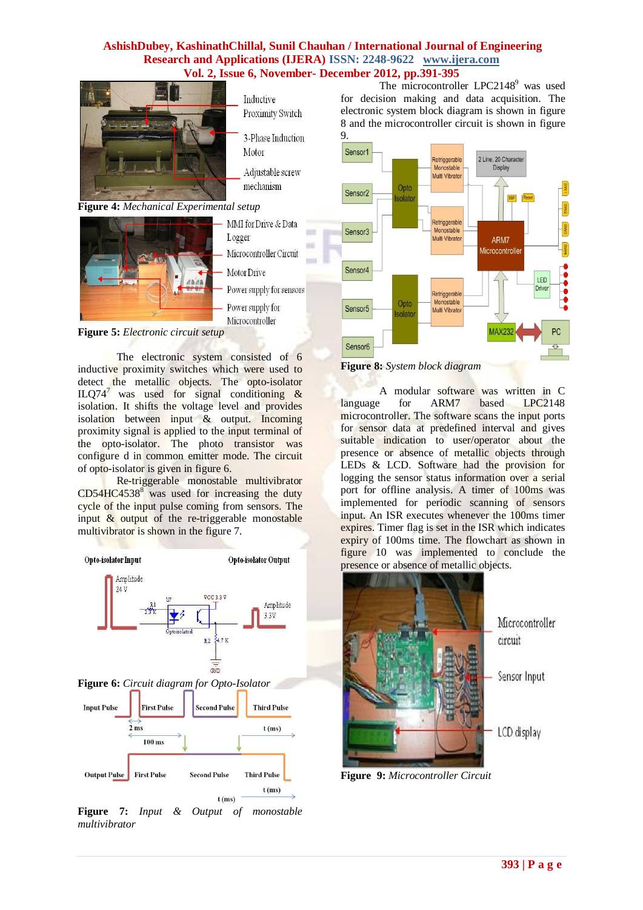**Figure 4:** *Mechanical Experimental setup*

**Figure 5:** *Electronic circuit setup*

The electronic system consisted of 6 inductive proximity switches which were used to detect the metallic objects. The opto-isolator ILQ74[7] was used for signal conditioning & isolation. It shifts the voltage level and provides isolation between input & output. Incoming proximity signal is applied to the input terminal of the opto-isolator. The photo transistor was configure d in common emitter mode. The circuit of opto-isolator is given in figure 6.

Re-triggerable monostable multivibrator CD54HC4538[8] was used for increasing the duty cycle of the input pulse coming from sensors. The input & output of the re-triggerable monostable multivibrator is shown in the figure 7.

**Figure 6:** *Circuit diagram for Opto-Isolator*

**Figure 7:** *Input & Output of monostable multivibrator*

The microcontroller LPC2148[9] was used for decision making and data acquisition. The electronic system block diagram is shown in figure 8 and the microcontroller circuit is shown in figure 9.

**Figure 8:** *System block diagram*

A modular software was written in C language for ARM7 based LPC2148 microcontroller. The software scans the input ports for sensor data at predefined interval and gives suitable indication to user/operator about the presence or absence of metallic objects through LEDs & LCD. Software had the provision for logging the sensor status information over a serial port for offline analysis. A timer of 100ms was implemented for periodic scanning of sensors input. An ISR executes whenever the 100ms timer expires. Timer flag is set in the ISR which indicates expiry of 100ms time. The flowchart as shown in figure 10 was implemented to conclude the presence or absence of metallic objects.

**Figure 9:** *Microcontroller Circuit*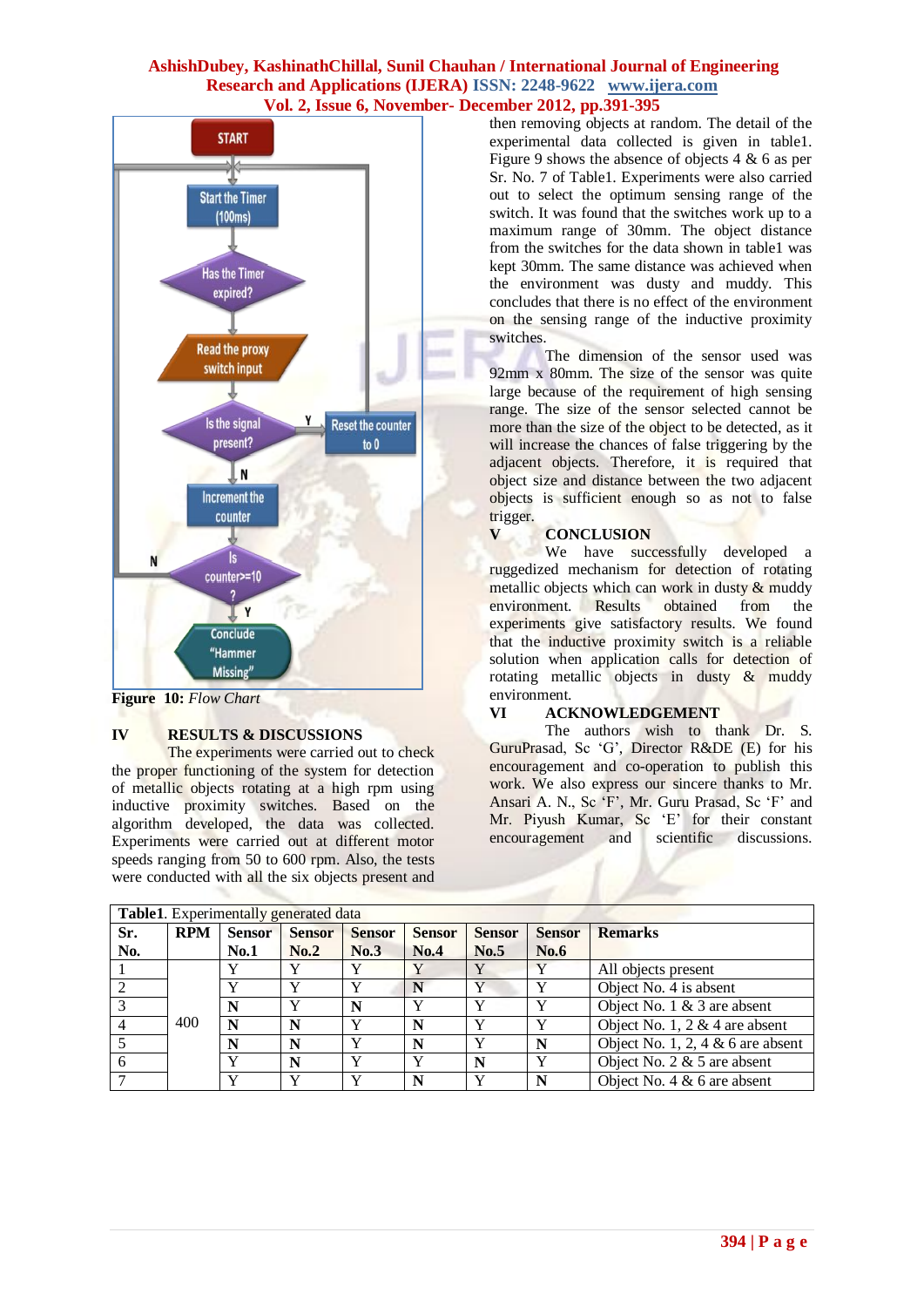Figure 10: *Flow Chart*

## IV RESULTS & DISCUSSIONS

The experiments were carried out to check the proper functioning of the system for detection of metallic objects rotating at a high rpm using inductive proximity switches. Based on the algorithm developed, the data was collected. Experiments were carried out at different motor speeds ranging from 50 to 600 rpm. Also, the tests were conducted with all the six objects present and then removing objects at random. The detail of the experimental data collected is given in table1. Figure 9 shows the absence of objects 4 & 6 as per Sr. No. 7 of Table1. Experiments were also carried out to select the optimum sensing range of the switch. It was found that the switches work up to a maximum range of 30mm. The object distance from the switches for the data shown in table1 was kept 30mm. The same distance was achieved when the environment was dusty and muddy. This concludes that there is no effect of the environment on the sensing range of the inductive proximity switches.

The dimension of the sensor used was 92mm x 80mm. The size of the sensor was quite large because of the requirement of high sensing range. The size of the sensor selected cannot be more than the size of the object to be detected, as it will increase the chances of false triggering by the adjacent objects. Therefore, it is required that object size and distance between the two adjacent objects is sufficient enough so as not to false trigger.

## V CONCLUSION

We have successfully developed a ruggedized mechanism for detection of rotating metallic objects which can work in dusty & muddy environment. Results obtained from the experiments give satisfactory results. We found that the inductive proximity switch is a reliable solution when application calls for detection of rotating metallic objects in dusty & muddy environment.

## VI ACKNOWLEDGEMENT

The authors wish to thank Dr. S. GuruPrasad, Sc 'G', Director R&DE (E) for his encouragement and co-operation to publish this work. We also express our sincere thanks to Mr. Ansari A. N., Sc 'F', Mr. Guru Prasad, Sc 'F' and Mr. Piyush Kumar, Sc 'E' for their constant encouragement and scientific discussions.

**Table1**. Experimentally generated data

| Sr. No. | RPM | Sensor No.1 | Sensor No.2 | Sensor No.3 | Sensor No.4 | Sensor No.5 | Sensor No.6 | Remarks |
|---|---|---|---|---|---|---|---|---|
| 1 | 400 | Y | Y | Y | Y | Y | Y | All objects present |
| 2 | | Y | Y | Y | **N** | Y | Y | Object No. 4 is absent |
| 3 | | **N** | Y | **N** | Y | Y | Y | Object No. 1 & 3 are absent |
| 4 | | **N** | **N** | Y | **N** | Y | Y | Object No. 1, 2 & 4 are absent |
| 5 | | **N** | **N** | Y | **N** | Y | **N** | Object No. 1, 2, 4 & 6 are absent |
| 6 | | Y | **N** | Y | Y | **N** | Y | Object No. 2 & 5 are absent |
| 7 | | Y | Y | Y | **N** | Y | **N** | Object No. 4 & 6 are absent |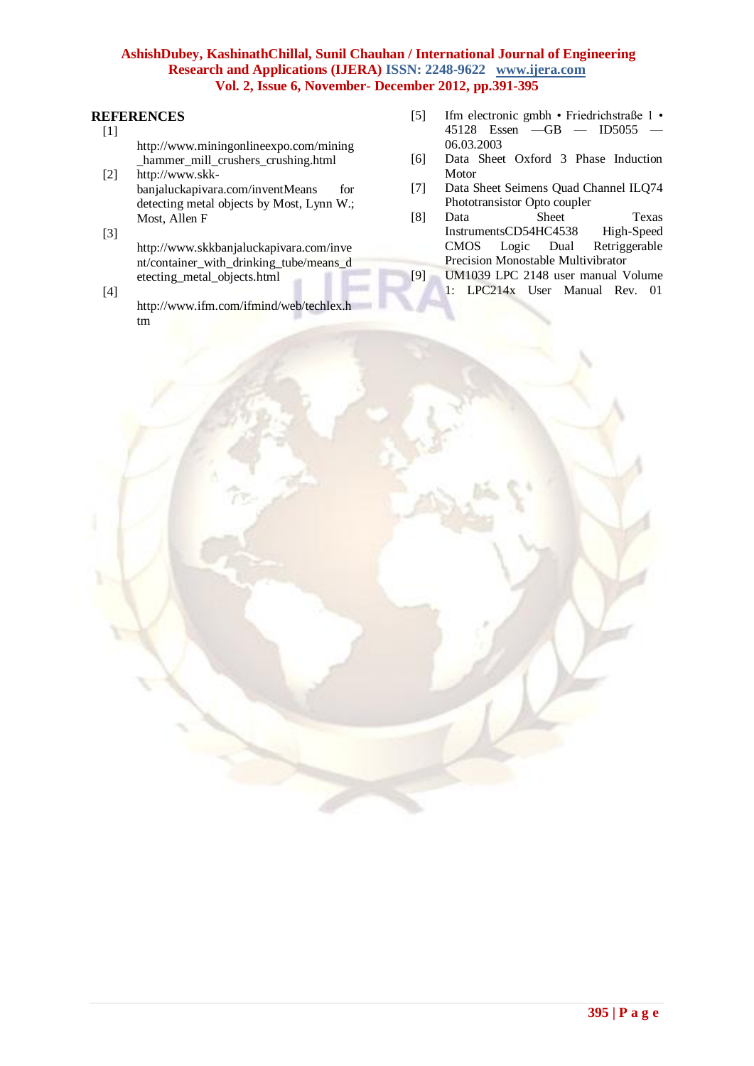## REFERENCES

[1] http://www.miningonlineexpo.com/mining_hammer_mill_crushers_crushing.html

[2] http://www.skk-banjaluckapivara.com/inventMeans for detecting metal objects by Most, Lynn W.; Most, Allen F

[3] http://www.skkbanjaluckapivara.com/invent/container_with_drinking_tube/means_detecting_metal_objects.html

[4] http://www.ifm.com/ifmind/web/techlex.htm

[5] Ifm electronic gmbh • Friedrichstraße 1 • 45128 Essen —GB — ID5055 — 06.03.2003

[6] Data Sheet Oxford 3 Phase Induction Motor

[7] Data Sheet Seimens Quad Channel ILQ74 Phototransistor Opto coupler

[8] Data Sheet Texas InstrumentsCD54HC4538 High-Speed CMOS Logic Dual Retriggerable Precision Monostable Multivibrator

[9] UM1039 LPC 2148 user manual Volume 1: LPC214x User Manual Rev. 01